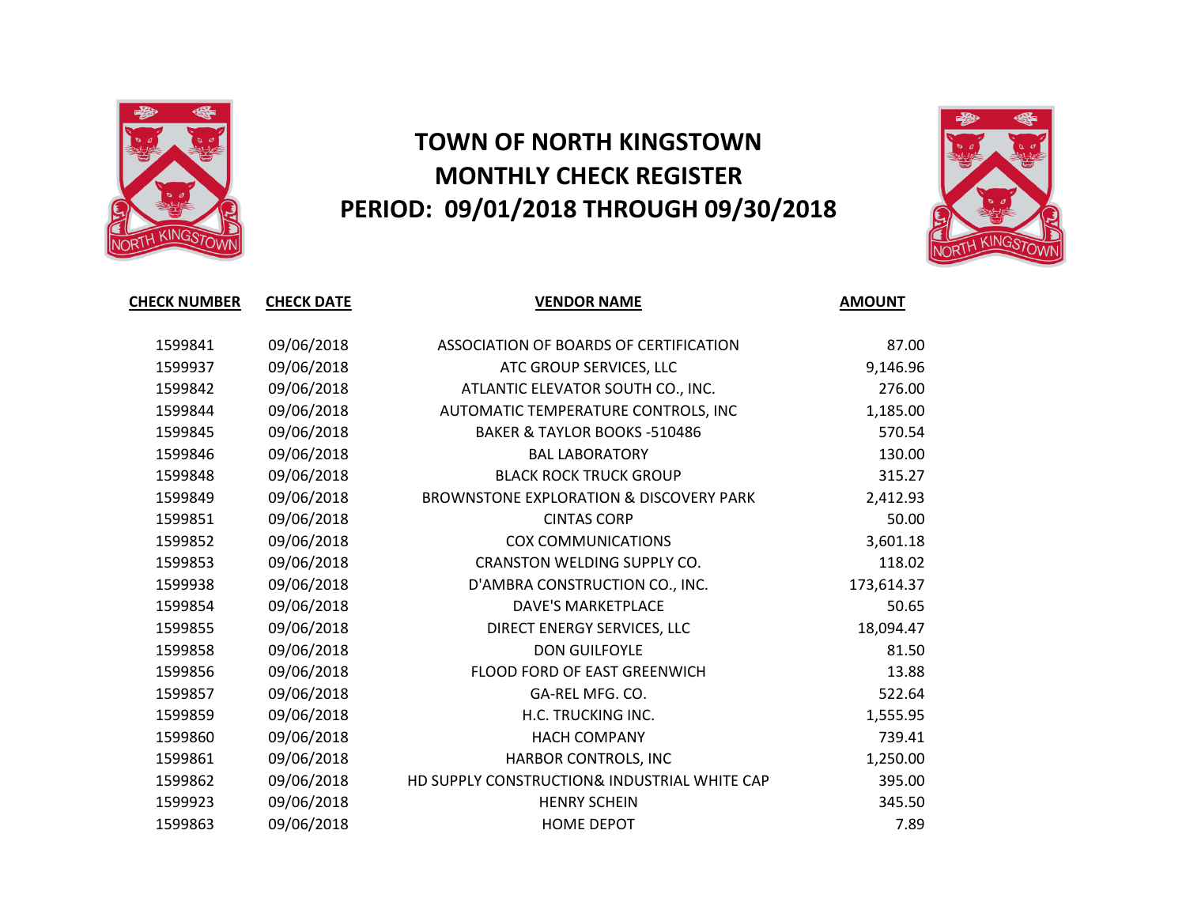# TOWN OF NORTH KINGSTOWN
# MONTHLY CHECK REGISTER
# PERIOD: 09/01/2018 THROUGH 09/30/2018

| CHECK NUMBER | CHECK DATE | VENDOR NAME | AMOUNT |
|---|---|---|---|
| 1599841 | 09/06/2018 | ASSOCIATION OF BOARDS OF CERTIFICATION | 87.00 |
| 1599937 | 09/06/2018 | ATC GROUP SERVICES, LLC | 9,146.96 |
| 1599842 | 09/06/2018 | ATLANTIC ELEVATOR SOUTH CO., INC. | 276.00 |
| 1599844 | 09/06/2018 | AUTOMATIC TEMPERATURE CONTROLS, INC | 1,185.00 |
| 1599845 | 09/06/2018 | BAKER & TAYLOR BOOKS -510486 | 570.54 |
| 1599846 | 09/06/2018 | BAL LABORATORY | 130.00 |
| 1599848 | 09/06/2018 | BLACK ROCK TRUCK GROUP | 315.27 |
| 1599849 | 09/06/2018 | BROWNSTONE EXPLORATION & DISCOVERY PARK | 2,412.93 |
| 1599851 | 09/06/2018 | CINTAS CORP | 50.00 |
| 1599852 | 09/06/2018 | COX COMMUNICATIONS | 3,601.18 |
| 1599853 | 09/06/2018 | CRANSTON WELDING SUPPLY CO. | 118.02 |
| 1599938 | 09/06/2018 | D'AMBRA CONSTRUCTION CO., INC. | 173,614.37 |
| 1599854 | 09/06/2018 | DAVE'S MARKETPLACE | 50.65 |
| 1599855 | 09/06/2018 | DIRECT ENERGY SERVICES, LLC | 18,094.47 |
| 1599858 | 09/06/2018 | DON GUILFOYLE | 81.50 |
| 1599856 | 09/06/2018 | FLOOD FORD OF EAST GREENWICH | 13.88 |
| 1599857 | 09/06/2018 | GA-REL MFG. CO. | 522.64 |
| 1599859 | 09/06/2018 | H.C. TRUCKING INC. | 1,555.95 |
| 1599860 | 09/06/2018 | HACH COMPANY | 739.41 |
| 1599861 | 09/06/2018 | HARBOR CONTROLS, INC | 1,250.00 |
| 1599862 | 09/06/2018 | HD SUPPLY CONSTRUCTION& INDUSTRIAL WHITE CAP | 395.00 |
| 1599923 | 09/06/2018 | HENRY SCHEIN | 345.50 |
| 1599863 | 09/06/2018 | HOME DEPOT | 7.89 |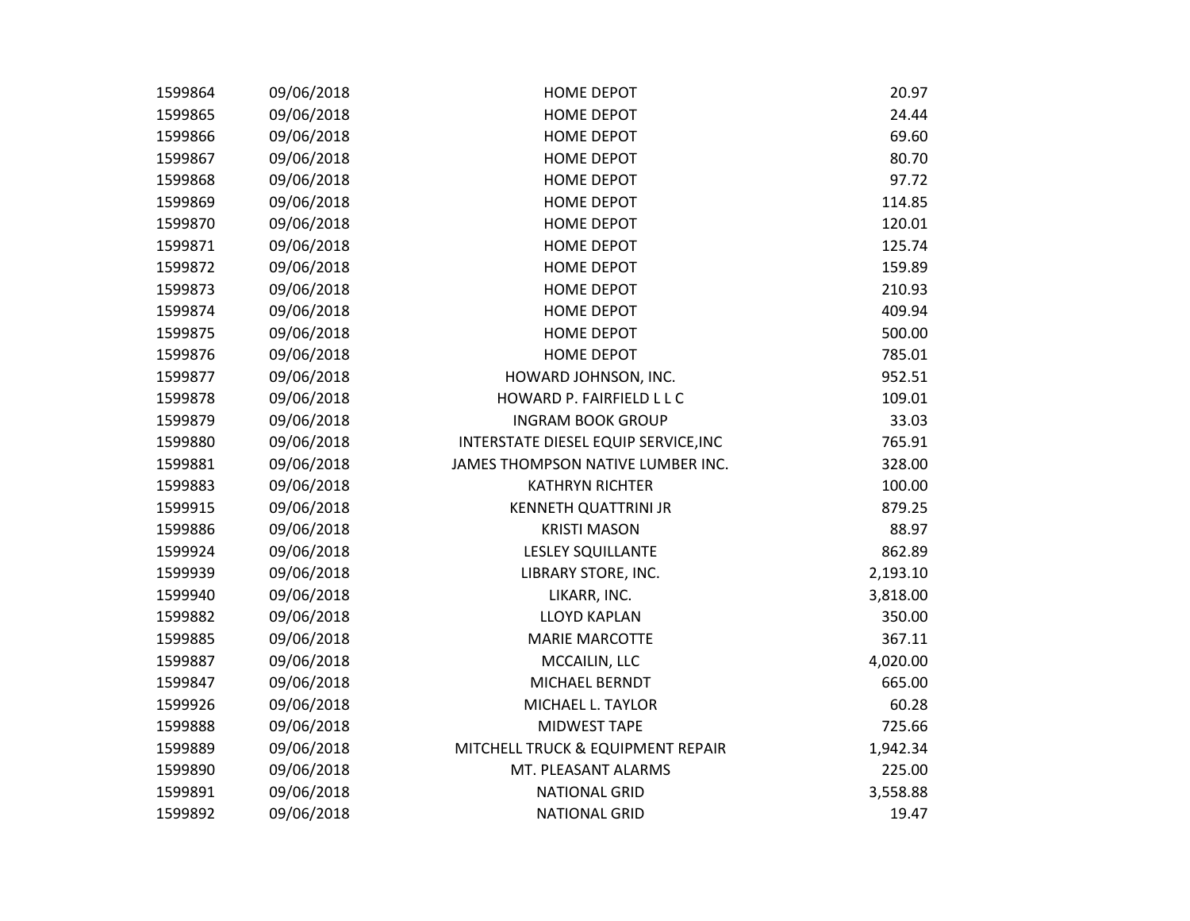| | | | |
|---|---|---|---|
| 1599864 | 09/06/2018 | HOME DEPOT | 20.97 |
| 1599865 | 09/06/2018 | HOME DEPOT | 24.44 |
| 1599866 | 09/06/2018 | HOME DEPOT | 69.60 |
| 1599867 | 09/06/2018 | HOME DEPOT | 80.70 |
| 1599868 | 09/06/2018 | HOME DEPOT | 97.72 |
| 1599869 | 09/06/2018 | HOME DEPOT | 114.85 |
| 1599870 | 09/06/2018 | HOME DEPOT | 120.01 |
| 1599871 | 09/06/2018 | HOME DEPOT | 125.74 |
| 1599872 | 09/06/2018 | HOME DEPOT | 159.89 |
| 1599873 | 09/06/2018 | HOME DEPOT | 210.93 |
| 1599874 | 09/06/2018 | HOME DEPOT | 409.94 |
| 1599875 | 09/06/2018 | HOME DEPOT | 500.00 |
| 1599876 | 09/06/2018 | HOME DEPOT | 785.01 |
| 1599877 | 09/06/2018 | HOWARD JOHNSON, INC. | 952.51 |
| 1599878 | 09/06/2018 | HOWARD P. FAIRFIELD L L C | 109.01 |
| 1599879 | 09/06/2018 | INGRAM BOOK GROUP | 33.03 |
| 1599880 | 09/06/2018 | INTERSTATE DIESEL EQUIP SERVICE,INC | 765.91 |
| 1599881 | 09/06/2018 | JAMES THOMPSON NATIVE LUMBER INC. | 328.00 |
| 1599883 | 09/06/2018 | KATHRYN RICHTER | 100.00 |
| 1599915 | 09/06/2018 | KENNETH QUATTRINI JR | 879.25 |
| 1599886 | 09/06/2018 | KRISTI MASON | 88.97 |
| 1599924 | 09/06/2018 | LESLEY SQUILLANTE | 862.89 |
| 1599939 | 09/06/2018 | LIBRARY STORE, INC. | 2,193.10 |
| 1599940 | 09/06/2018 | LIKARR, INC. | 3,818.00 |
| 1599882 | 09/06/2018 | LLOYD KAPLAN | 350.00 |
| 1599885 | 09/06/2018 | MARIE MARCOTTE | 367.11 |
| 1599887 | 09/06/2018 | MCCAILIN, LLC | 4,020.00 |
| 1599847 | 09/06/2018 | MICHAEL BERNDT | 665.00 |
| 1599926 | 09/06/2018 | MICHAEL L. TAYLOR | 60.28 |
| 1599888 | 09/06/2018 | MIDWEST TAPE | 725.66 |
| 1599889 | 09/06/2018 | MITCHELL TRUCK & EQUIPMENT REPAIR | 1,942.34 |
| 1599890 | 09/06/2018 | MT. PLEASANT ALARMS | 225.00 |
| 1599891 | 09/06/2018 | NATIONAL GRID | 3,558.88 |
| 1599892 | 09/06/2018 | NATIONAL GRID | 19.47 |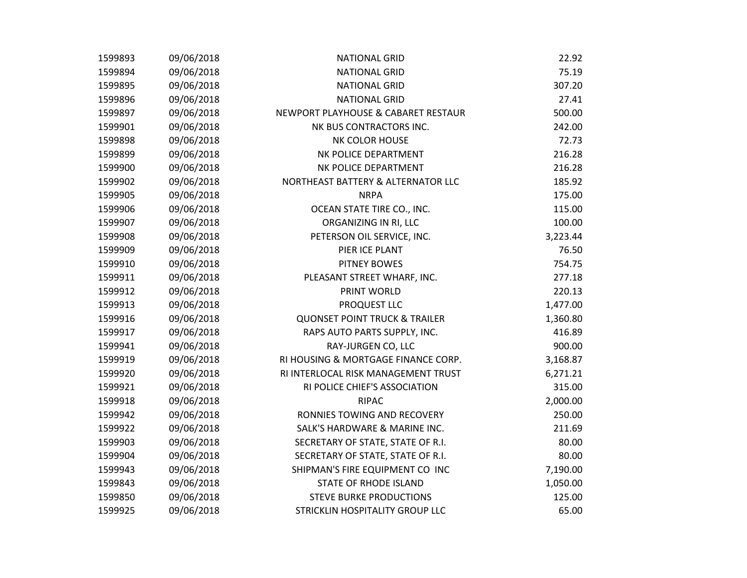| | | | |
|---|---|---|---|
| 1599893 | 09/06/2018 | NATIONAL GRID | 22.92 |
| 1599894 | 09/06/2018 | NATIONAL GRID | 75.19 |
| 1599895 | 09/06/2018 | NATIONAL GRID | 307.20 |
| 1599896 | 09/06/2018 | NATIONAL GRID | 27.41 |
| 1599897 | 09/06/2018 | NEWPORT PLAYHOUSE & CABARET RESTAUR | 500.00 |
| 1599901 | 09/06/2018 | NK BUS CONTRACTORS INC. | 242.00 |
| 1599898 | 09/06/2018 | NK COLOR HOUSE | 72.73 |
| 1599899 | 09/06/2018 | NK POLICE DEPARTMENT | 216.28 |
| 1599900 | 09/06/2018 | NK POLICE DEPARTMENT | 216.28 |
| 1599902 | 09/06/2018 | NORTHEAST BATTERY & ALTERNATOR LLC | 185.92 |
| 1599905 | 09/06/2018 | NRPA | 175.00 |
| 1599906 | 09/06/2018 | OCEAN STATE TIRE CO., INC. | 115.00 |
| 1599907 | 09/06/2018 | ORGANIZING IN RI, LLC | 100.00 |
| 1599908 | 09/06/2018 | PETERSON OIL SERVICE, INC. | 3,223.44 |
| 1599909 | 09/06/2018 | PIER ICE PLANT | 76.50 |
| 1599910 | 09/06/2018 | PITNEY BOWES | 754.75 |
| 1599911 | 09/06/2018 | PLEASANT STREET WHARF, INC. | 277.18 |
| 1599912 | 09/06/2018 | PRINT WORLD | 220.13 |
| 1599913 | 09/06/2018 | PROQUEST LLC | 1,477.00 |
| 1599916 | 09/06/2018 | QUONSET POINT TRUCK & TRAILER | 1,360.80 |
| 1599917 | 09/06/2018 | RAPS AUTO PARTS SUPPLY, INC. | 416.89 |
| 1599941 | 09/06/2018 | RAY-JURGEN CO, LLC | 900.00 |
| 1599919 | 09/06/2018 | RI HOUSING & MORTGAGE FINANCE CORP. | 3,168.87 |
| 1599920 | 09/06/2018 | RI INTERLOCAL RISK MANAGEMENT TRUST | 6,271.21 |
| 1599921 | 09/06/2018 | RI POLICE CHIEF'S ASSOCIATION | 315.00 |
| 1599918 | 09/06/2018 | RIPAC | 2,000.00 |
| 1599942 | 09/06/2018 | RONNIES TOWING AND RECOVERY | 250.00 |
| 1599922 | 09/06/2018 | SALK'S HARDWARE & MARINE INC. | 211.69 |
| 1599903 | 09/06/2018 | SECRETARY OF STATE, STATE OF R.I. | 80.00 |
| 1599904 | 09/06/2018 | SECRETARY OF STATE, STATE OF R.I. | 80.00 |
| 1599943 | 09/06/2018 | SHIPMAN'S FIRE EQUIPMENT CO INC | 7,190.00 |
| 1599843 | 09/06/2018 | STATE OF RHODE ISLAND | 1,050.00 |
| 1599850 | 09/06/2018 | STEVE BURKE PRODUCTIONS | 125.00 |
| 1599925 | 09/06/2018 | STRICKLIN HOSPITALITY GROUP LLC | 65.00 |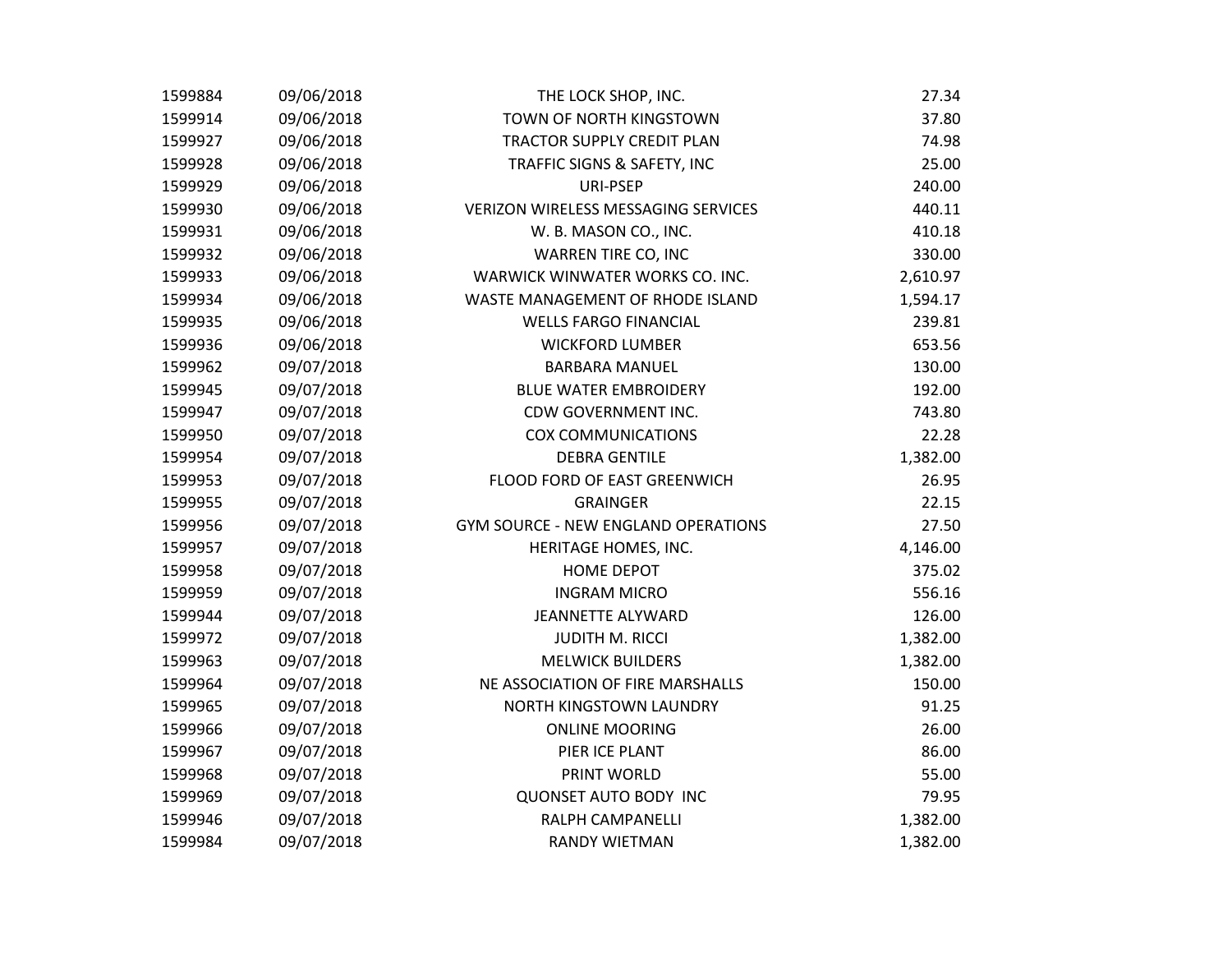| | | | |
|---|---|---|---|
| 1599884 | 09/06/2018 | THE LOCK SHOP, INC. | 27.34 |
| 1599914 | 09/06/2018 | TOWN OF NORTH KINGSTOWN | 37.80 |
| 1599927 | 09/06/2018 | TRACTOR SUPPLY CREDIT PLAN | 74.98 |
| 1599928 | 09/06/2018 | TRAFFIC SIGNS & SAFETY, INC | 25.00 |
| 1599929 | 09/06/2018 | URI-PSEP | 240.00 |
| 1599930 | 09/06/2018 | VERIZON WIRELESS MESSAGING SERVICES | 440.11 |
| 1599931 | 09/06/2018 | W. B. MASON CO., INC. | 410.18 |
| 1599932 | 09/06/2018 | WARREN TIRE CO, INC | 330.00 |
| 1599933 | 09/06/2018 | WARWICK WINWATER WORKS CO. INC. | 2,610.97 |
| 1599934 | 09/06/2018 | WASTE MANAGEMENT OF RHODE ISLAND | 1,594.17 |
| 1599935 | 09/06/2018 | WELLS FARGO FINANCIAL | 239.81 |
| 1599936 | 09/06/2018 | WICKFORD LUMBER | 653.56 |
| 1599962 | 09/07/2018 | BARBARA MANUEL | 130.00 |
| 1599945 | 09/07/2018 | BLUE WATER EMBROIDERY | 192.00 |
| 1599947 | 09/07/2018 | CDW GOVERNMENT INC. | 743.80 |
| 1599950 | 09/07/2018 | COX COMMUNICATIONS | 22.28 |
| 1599954 | 09/07/2018 | DEBRA GENTILE | 1,382.00 |
| 1599953 | 09/07/2018 | FLOOD FORD OF EAST GREENWICH | 26.95 |
| 1599955 | 09/07/2018 | GRAINGER | 22.15 |
| 1599956 | 09/07/2018 | GYM SOURCE - NEW ENGLAND OPERATIONS | 27.50 |
| 1599957 | 09/07/2018 | HERITAGE HOMES, INC. | 4,146.00 |
| 1599958 | 09/07/2018 | HOME DEPOT | 375.02 |
| 1599959 | 09/07/2018 | INGRAM MICRO | 556.16 |
| 1599944 | 09/07/2018 | JEANNETTE ALYWARD | 126.00 |
| 1599972 | 09/07/2018 | JUDITH M. RICCI | 1,382.00 |
| 1599963 | 09/07/2018 | MELWICK BUILDERS | 1,382.00 |
| 1599964 | 09/07/2018 | NE ASSOCIATION OF FIRE MARSHALLS | 150.00 |
| 1599965 | 09/07/2018 | NORTH KINGSTOWN LAUNDRY | 91.25 |
| 1599966 | 09/07/2018 | ONLINE MOORING | 26.00 |
| 1599967 | 09/07/2018 | PIER ICE PLANT | 86.00 |
| 1599968 | 09/07/2018 | PRINT WORLD | 55.00 |
| 1599969 | 09/07/2018 | QUONSET AUTO BODY INC | 79.95 |
| 1599946 | 09/07/2018 | RALPH CAMPANELLI | 1,382.00 |
| 1599984 | 09/07/2018 | RANDY WIETMAN | 1,382.00 |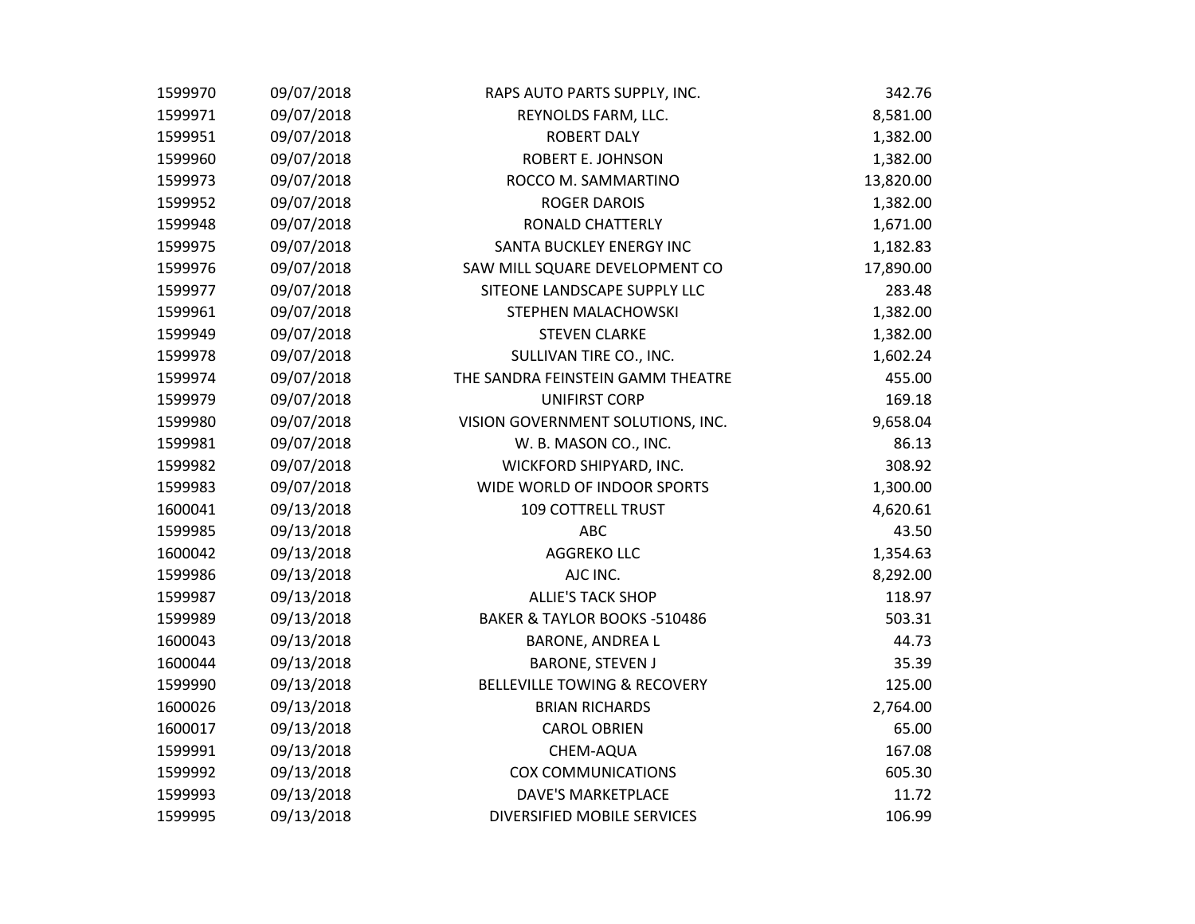| | | | |
|---|---|---|---|
| 1599970 | 09/07/2018 | RAPS AUTO PARTS SUPPLY, INC. | 342.76 |
| 1599971 | 09/07/2018 | REYNOLDS FARM, LLC. | 8,581.00 |
| 1599951 | 09/07/2018 | ROBERT DALY | 1,382.00 |
| 1599960 | 09/07/2018 | ROBERT E. JOHNSON | 1,382.00 |
| 1599973 | 09/07/2018 | ROCCO M. SAMMARTINO | 13,820.00 |
| 1599952 | 09/07/2018 | ROGER DAROIS | 1,382.00 |
| 1599948 | 09/07/2018 | RONALD CHATTERLY | 1,671.00 |
| 1599975 | 09/07/2018 | SANTA BUCKLEY ENERGY INC | 1,182.83 |
| 1599976 | 09/07/2018 | SAW MILL SQUARE DEVELOPMENT CO | 17,890.00 |
| 1599977 | 09/07/2018 | SITEONE LANDSCAPE SUPPLY LLC | 283.48 |
| 1599961 | 09/07/2018 | STEPHEN MALACHOWSKI | 1,382.00 |
| 1599949 | 09/07/2018 | STEVEN CLARKE | 1,382.00 |
| 1599978 | 09/07/2018 | SULLIVAN TIRE CO., INC. | 1,602.24 |
| 1599974 | 09/07/2018 | THE SANDRA FEINSTEIN GAMM THEATRE | 455.00 |
| 1599979 | 09/07/2018 | UNIFIRST CORP | 169.18 |
| 1599980 | 09/07/2018 | VISION GOVERNMENT SOLUTIONS, INC. | 9,658.04 |
| 1599981 | 09/07/2018 | W. B. MASON CO., INC. | 86.13 |
| 1599982 | 09/07/2018 | WICKFORD SHIPYARD, INC. | 308.92 |
| 1599983 | 09/07/2018 | WIDE WORLD OF INDOOR SPORTS | 1,300.00 |
| 1600041 | 09/13/2018 | 109 COTTRELL TRUST | 4,620.61 |
| 1599985 | 09/13/2018 | ABC | 43.50 |
| 1600042 | 09/13/2018 | AGGREKO LLC | 1,354.63 |
| 1599986 | 09/13/2018 | AJC INC. | 8,292.00 |
| 1599987 | 09/13/2018 | ALLIE'S TACK SHOP | 118.97 |
| 1599989 | 09/13/2018 | BAKER & TAYLOR BOOKS -510486 | 503.31 |
| 1600043 | 09/13/2018 | BARONE, ANDREA L | 44.73 |
| 1600044 | 09/13/2018 | BARONE, STEVEN J | 35.39 |
| 1599990 | 09/13/2018 | BELLEVILLE TOWING & RECOVERY | 125.00 |
| 1600026 | 09/13/2018 | BRIAN RICHARDS | 2,764.00 |
| 1600017 | 09/13/2018 | CAROL OBRIEN | 65.00 |
| 1599991 | 09/13/2018 | CHEM-AQUA | 167.08 |
| 1599992 | 09/13/2018 | COX COMMUNICATIONS | 605.30 |
| 1599993 | 09/13/2018 | DAVE'S MARKETPLACE | 11.72 |
| 1599995 | 09/13/2018 | DIVERSIFIED MOBILE SERVICES | 106.99 |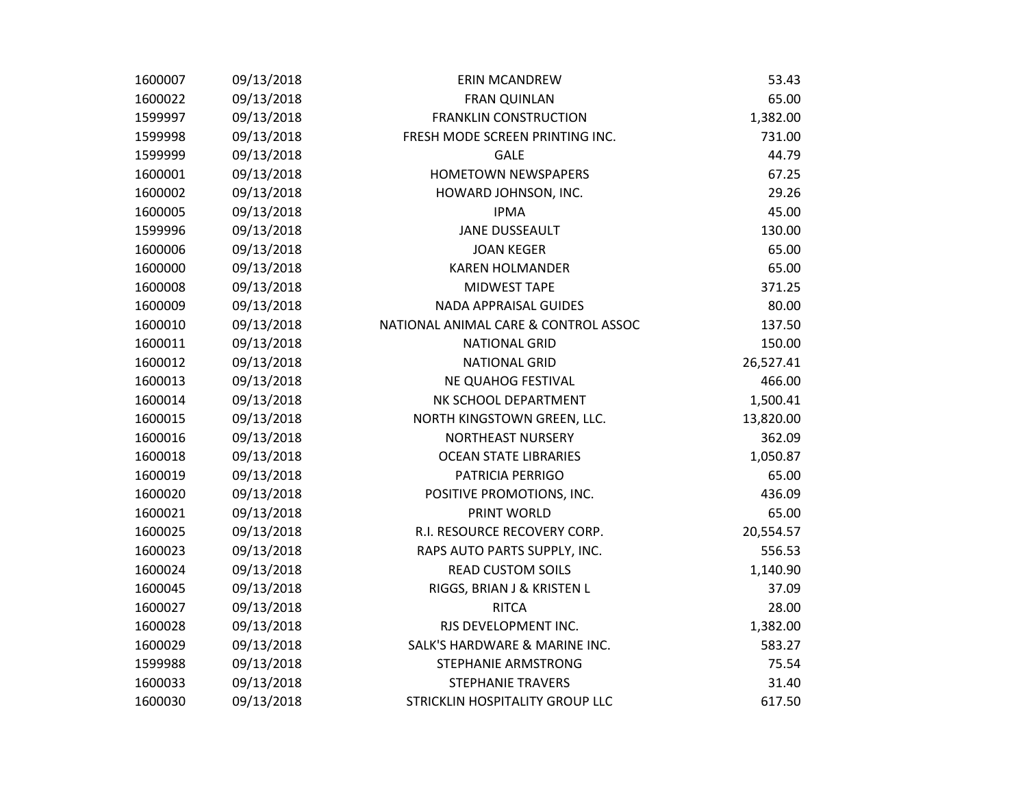| | | | |
|---|---|---|---|
| 1600007 | 09/13/2018 | ERIN MCANDREW | 53.43 |
| 1600022 | 09/13/2018 | FRAN QUINLAN | 65.00 |
| 1599997 | 09/13/2018 | FRANKLIN CONSTRUCTION | 1,382.00 |
| 1599998 | 09/13/2018 | FRESH MODE SCREEN PRINTING INC. | 731.00 |
| 1599999 | 09/13/2018 | GALE | 44.79 |
| 1600001 | 09/13/2018 | HOMETOWN NEWSPAPERS | 67.25 |
| 1600002 | 09/13/2018 | HOWARD JOHNSON, INC. | 29.26 |
| 1600005 | 09/13/2018 | IPMA | 45.00 |
| 1599996 | 09/13/2018 | JANE DUSSEAULT | 130.00 |
| 1600006 | 09/13/2018 | JOAN KEGER | 65.00 |
| 1600000 | 09/13/2018 | KAREN HOLMANDER | 65.00 |
| 1600008 | 09/13/2018 | MIDWEST TAPE | 371.25 |
| 1600009 | 09/13/2018 | NADA APPRAISAL GUIDES | 80.00 |
| 1600010 | 09/13/2018 | NATIONAL ANIMAL CARE & CONTROL ASSOC | 137.50 |
| 1600011 | 09/13/2018 | NATIONAL GRID | 150.00 |
| 1600012 | 09/13/2018 | NATIONAL GRID | 26,527.41 |
| 1600013 | 09/13/2018 | NE QUAHOG FESTIVAL | 466.00 |
| 1600014 | 09/13/2018 | NK SCHOOL DEPARTMENT | 1,500.41 |
| 1600015 | 09/13/2018 | NORTH KINGSTOWN GREEN, LLC. | 13,820.00 |
| 1600016 | 09/13/2018 | NORTHEAST NURSERY | 362.09 |
| 1600018 | 09/13/2018 | OCEAN STATE LIBRARIES | 1,050.87 |
| 1600019 | 09/13/2018 | PATRICIA PERRIGO | 65.00 |
| 1600020 | 09/13/2018 | POSITIVE PROMOTIONS, INC. | 436.09 |
| 1600021 | 09/13/2018 | PRINT WORLD | 65.00 |
| 1600025 | 09/13/2018 | R.I. RESOURCE RECOVERY CORP. | 20,554.57 |
| 1600023 | 09/13/2018 | RAPS AUTO PARTS SUPPLY, INC. | 556.53 |
| 1600024 | 09/13/2018 | READ CUSTOM SOILS | 1,140.90 |
| 1600045 | 09/13/2018 | RIGGS, BRIAN J & KRISTEN L | 37.09 |
| 1600027 | 09/13/2018 | RITCA | 28.00 |
| 1600028 | 09/13/2018 | RJS DEVELOPMENT INC. | 1,382.00 |
| 1600029 | 09/13/2018 | SALK'S HARDWARE & MARINE INC. | 583.27 |
| 1599988 | 09/13/2018 | STEPHANIE ARMSTRONG | 75.54 |
| 1600033 | 09/13/2018 | STEPHANIE TRAVERS | 31.40 |
| 1600030 | 09/13/2018 | STRICKLIN HOSPITALITY GROUP LLC | 617.50 |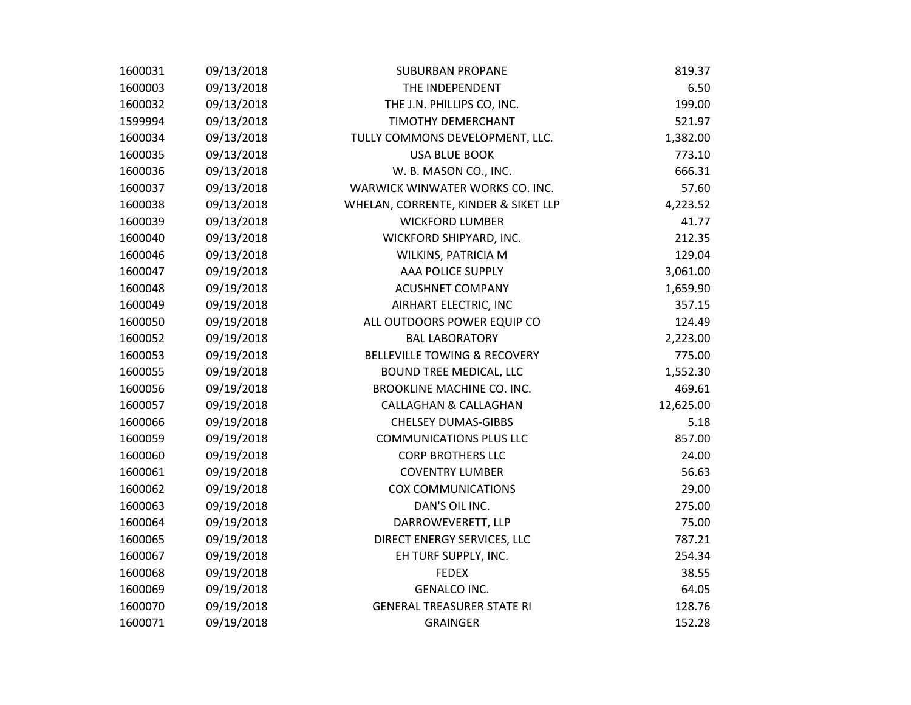| | | | |
|---|---|---|---|
| 1600031 | 09/13/2018 | SUBURBAN PROPANE | 819.37 |
| 1600003 | 09/13/2018 | THE INDEPENDENT | 6.50 |
| 1600032 | 09/13/2018 | THE J.N. PHILLIPS CO, INC. | 199.00 |
| 1599994 | 09/13/2018 | TIMOTHY DEMERCHANT | 521.97 |
| 1600034 | 09/13/2018 | TULLY COMMONS DEVELOPMENT, LLC. | 1,382.00 |
| 1600035 | 09/13/2018 | USA BLUE BOOK | 773.10 |
| 1600036 | 09/13/2018 | W. B. MASON CO., INC. | 666.31 |
| 1600037 | 09/13/2018 | WARWICK WINWATER WORKS CO. INC. | 57.60 |
| 1600038 | 09/13/2018 | WHELAN, CORRENTE, KINDER & SIKET LLP | 4,223.52 |
| 1600039 | 09/13/2018 | WICKFORD LUMBER | 41.77 |
| 1600040 | 09/13/2018 | WICKFORD SHIPYARD, INC. | 212.35 |
| 1600046 | 09/13/2018 | WILKINS, PATRICIA M | 129.04 |
| 1600047 | 09/19/2018 | AAA POLICE SUPPLY | 3,061.00 |
| 1600048 | 09/19/2018 | ACUSHNET COMPANY | 1,659.90 |
| 1600049 | 09/19/2018 | AIRHART ELECTRIC, INC | 357.15 |
| 1600050 | 09/19/2018 | ALL OUTDOORS POWER EQUIP CO | 124.49 |
| 1600052 | 09/19/2018 | BAL LABORATORY | 2,223.00 |
| 1600053 | 09/19/2018 | BELLEVILLE TOWING & RECOVERY | 775.00 |
| 1600055 | 09/19/2018 | BOUND TREE MEDICAL, LLC | 1,552.30 |
| 1600056 | 09/19/2018 | BROOKLINE MACHINE CO. INC. | 469.61 |
| 1600057 | 09/19/2018 | CALLAGHAN & CALLAGHAN | 12,625.00 |
| 1600066 | 09/19/2018 | CHELSEY DUMAS-GIBBS | 5.18 |
| 1600059 | 09/19/2018 | COMMUNICATIONS PLUS LLC | 857.00 |
| 1600060 | 09/19/2018 | CORP BROTHERS LLC | 24.00 |
| 1600061 | 09/19/2018 | COVENTRY LUMBER | 56.63 |
| 1600062 | 09/19/2018 | COX COMMUNICATIONS | 29.00 |
| 1600063 | 09/19/2018 | DAN'S OIL INC. | 275.00 |
| 1600064 | 09/19/2018 | DARROWEVERETT, LLP | 75.00 |
| 1600065 | 09/19/2018 | DIRECT ENERGY SERVICES, LLC | 787.21 |
| 1600067 | 09/19/2018 | EH TURF SUPPLY, INC. | 254.34 |
| 1600068 | 09/19/2018 | FEDEX | 38.55 |
| 1600069 | 09/19/2018 | GENALCO INC. | 64.05 |
| 1600070 | 09/19/2018 | GENERAL TREASURER STATE RI | 128.76 |
| 1600071 | 09/19/2018 | GRAINGER | 152.28 |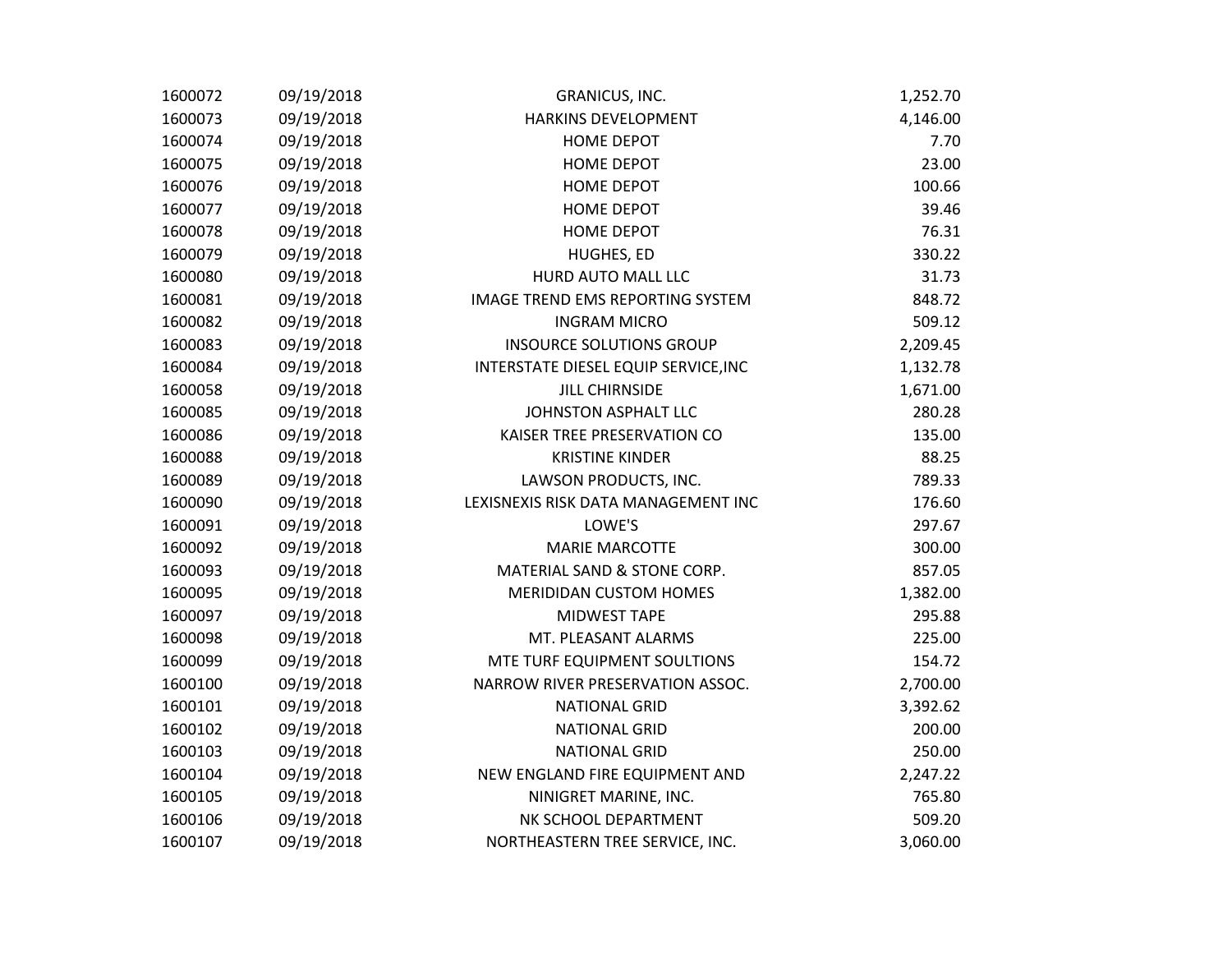| | | | |
|---|---|---|---|
| 1600072 | 09/19/2018 | GRANICUS, INC. | 1,252.70 |
| 1600073 | 09/19/2018 | HARKINS DEVELOPMENT | 4,146.00 |
| 1600074 | 09/19/2018 | HOME DEPOT | 7.70 |
| 1600075 | 09/19/2018 | HOME DEPOT | 23.00 |
| 1600076 | 09/19/2018 | HOME DEPOT | 100.66 |
| 1600077 | 09/19/2018 | HOME DEPOT | 39.46 |
| 1600078 | 09/19/2018 | HOME DEPOT | 76.31 |
| 1600079 | 09/19/2018 | HUGHES, ED | 330.22 |
| 1600080 | 09/19/2018 | HURD AUTO MALL LLC | 31.73 |
| 1600081 | 09/19/2018 | IMAGE TREND EMS REPORTING SYSTEM | 848.72 |
| 1600082 | 09/19/2018 | INGRAM MICRO | 509.12 |
| 1600083 | 09/19/2018 | INSOURCE SOLUTIONS GROUP | 2,209.45 |
| 1600084 | 09/19/2018 | INTERSTATE DIESEL EQUIP SERVICE,INC | 1,132.78 |
| 1600058 | 09/19/2018 | JILL CHIRNSIDE | 1,671.00 |
| 1600085 | 09/19/2018 | JOHNSTON ASPHALT LLC | 280.28 |
| 1600086 | 09/19/2018 | KAISER TREE PRESERVATION CO | 135.00 |
| 1600088 | 09/19/2018 | KRISTINE KINDER | 88.25 |
| 1600089 | 09/19/2018 | LAWSON PRODUCTS, INC. | 789.33 |
| 1600090 | 09/19/2018 | LEXISNEXIS RISK DATA MANAGEMENT INC | 176.60 |
| 1600091 | 09/19/2018 | LOWE'S | 297.67 |
| 1600092 | 09/19/2018 | MARIE MARCOTTE | 300.00 |
| 1600093 | 09/19/2018 | MATERIAL SAND & STONE CORP. | 857.05 |
| 1600095 | 09/19/2018 | MERIDIDAN CUSTOM HOMES | 1,382.00 |
| 1600097 | 09/19/2018 | MIDWEST TAPE | 295.88 |
| 1600098 | 09/19/2018 | MT. PLEASANT ALARMS | 225.00 |
| 1600099 | 09/19/2018 | MTE TURF EQUIPMENT SOULTIONS | 154.72 |
| 1600100 | 09/19/2018 | NARROW RIVER PRESERVATION ASSOC. | 2,700.00 |
| 1600101 | 09/19/2018 | NATIONAL GRID | 3,392.62 |
| 1600102 | 09/19/2018 | NATIONAL GRID | 200.00 |
| 1600103 | 09/19/2018 | NATIONAL GRID | 250.00 |
| 1600104 | 09/19/2018 | NEW ENGLAND FIRE EQUIPMENT AND | 2,247.22 |
| 1600105 | 09/19/2018 | NINIGRET MARINE, INC. | 765.80 |
| 1600106 | 09/19/2018 | NK SCHOOL DEPARTMENT | 509.20 |
| 1600107 | 09/19/2018 | NORTHEASTERN TREE SERVICE, INC. | 3,060.00 |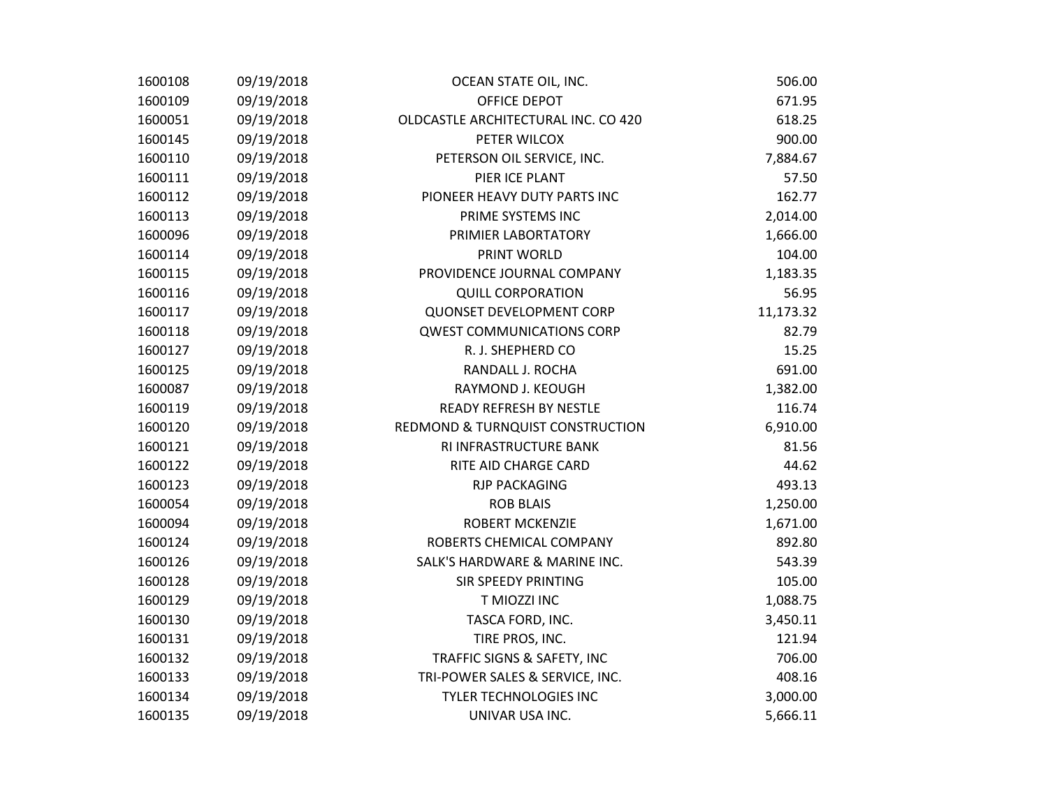| | | | |
|---|---|---|---|
| 1600108 | 09/19/2018 | OCEAN STATE OIL, INC. | 506.00 |
| 1600109 | 09/19/2018 | OFFICE DEPOT | 671.95 |
| 1600051 | 09/19/2018 | OLDCASTLE ARCHITECTURAL INC. CO 420 | 618.25 |
| 1600145 | 09/19/2018 | PETER WILCOX | 900.00 |
| 1600110 | 09/19/2018 | PETERSON OIL SERVICE, INC. | 7,884.67 |
| 1600111 | 09/19/2018 | PIER ICE PLANT | 57.50 |
| 1600112 | 09/19/2018 | PIONEER HEAVY DUTY PARTS INC | 162.77 |
| 1600113 | 09/19/2018 | PRIME SYSTEMS INC | 2,014.00 |
| 1600096 | 09/19/2018 | PRIMIER LABORTATORY | 1,666.00 |
| 1600114 | 09/19/2018 | PRINT WORLD | 104.00 |
| 1600115 | 09/19/2018 | PROVIDENCE JOURNAL COMPANY | 1,183.35 |
| 1600116 | 09/19/2018 | QUILL CORPORATION | 56.95 |
| 1600117 | 09/19/2018 | QUONSET DEVELOPMENT CORP | 11,173.32 |
| 1600118 | 09/19/2018 | QWEST COMMUNICATIONS CORP | 82.79 |
| 1600127 | 09/19/2018 | R. J. SHEPHERD CO | 15.25 |
| 1600125 | 09/19/2018 | RANDALL J. ROCHA | 691.00 |
| 1600087 | 09/19/2018 | RAYMOND J. KEOUGH | 1,382.00 |
| 1600119 | 09/19/2018 | READY REFRESH BY NESTLE | 116.74 |
| 1600120 | 09/19/2018 | REDMOND & TURNQUIST CONSTRUCTION | 6,910.00 |
| 1600121 | 09/19/2018 | RI INFRASTRUCTURE BANK | 81.56 |
| 1600122 | 09/19/2018 | RITE AID CHARGE CARD | 44.62 |
| 1600123 | 09/19/2018 | RJP PACKAGING | 493.13 |
| 1600054 | 09/19/2018 | ROB BLAIS | 1,250.00 |
| 1600094 | 09/19/2018 | ROBERT MCKENZIE | 1,671.00 |
| 1600124 | 09/19/2018 | ROBERTS CHEMICAL COMPANY | 892.80 |
| 1600126 | 09/19/2018 | SALK'S HARDWARE & MARINE INC. | 543.39 |
| 1600128 | 09/19/2018 | SIR SPEEDY PRINTING | 105.00 |
| 1600129 | 09/19/2018 | T MIOZZI INC | 1,088.75 |
| 1600130 | 09/19/2018 | TASCA FORD, INC. | 3,450.11 |
| 1600131 | 09/19/2018 | TIRE PROS, INC. | 121.94 |
| 1600132 | 09/19/2018 | TRAFFIC SIGNS & SAFETY, INC | 706.00 |
| 1600133 | 09/19/2018 | TRI-POWER SALES & SERVICE, INC. | 408.16 |
| 1600134 | 09/19/2018 | TYLER TECHNOLOGIES INC | 3,000.00 |
| 1600135 | 09/19/2018 | UNIVAR USA INC. | 5,666.11 |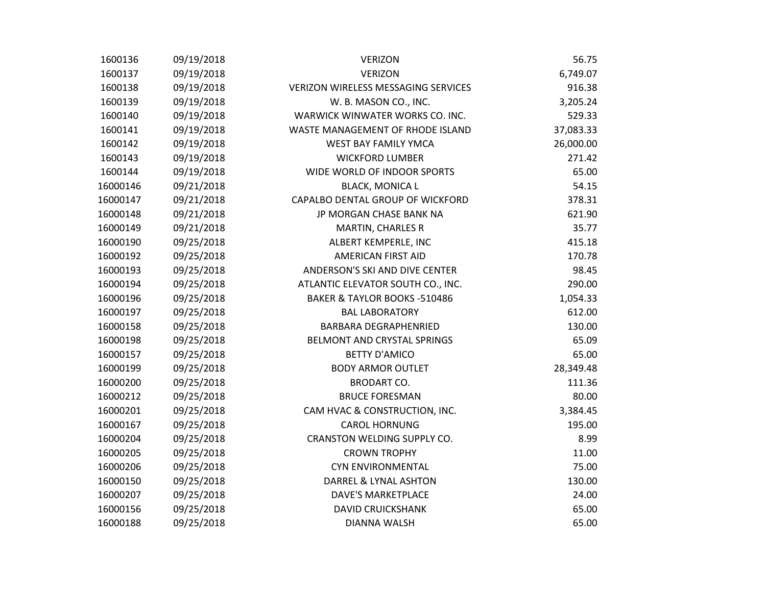| | | | |
|---|---|---|---|
| 1600136 | 09/19/2018 | VERIZON | 56.75 |
| 1600137 | 09/19/2018 | VERIZON | 6,749.07 |
| 1600138 | 09/19/2018 | VERIZON WIRELESS MESSAGING SERVICES | 916.38 |
| 1600139 | 09/19/2018 | W. B. MASON CO., INC. | 3,205.24 |
| 1600140 | 09/19/2018 | WARWICK WINWATER WORKS CO. INC. | 529.33 |
| 1600141 | 09/19/2018 | WASTE MANAGEMENT OF RHODE ISLAND | 37,083.33 |
| 1600142 | 09/19/2018 | WEST BAY FAMILY YMCA | 26,000.00 |
| 1600143 | 09/19/2018 | WICKFORD LUMBER | 271.42 |
| 1600144 | 09/19/2018 | WIDE WORLD OF INDOOR SPORTS | 65.00 |
| 16000146 | 09/21/2018 | BLACK, MONICA L | 54.15 |
| 16000147 | 09/21/2018 | CAPALBO DENTAL GROUP OF WICKFORD | 378.31 |
| 16000148 | 09/21/2018 | JP MORGAN CHASE BANK NA | 621.90 |
| 16000149 | 09/21/2018 | MARTIN, CHARLES R | 35.77 |
| 16000190 | 09/25/2018 | ALBERT KEMPERLE, INC | 415.18 |
| 16000192 | 09/25/2018 | AMERICAN FIRST AID | 170.78 |
| 16000193 | 09/25/2018 | ANDERSON'S SKI AND DIVE CENTER | 98.45 |
| 16000194 | 09/25/2018 | ATLANTIC ELEVATOR SOUTH CO., INC. | 290.00 |
| 16000196 | 09/25/2018 | BAKER & TAYLOR BOOKS -510486 | 1,054.33 |
| 16000197 | 09/25/2018 | BAL LABORATORY | 612.00 |
| 16000158 | 09/25/2018 | BARBARA DEGRAPHENRIED | 130.00 |
| 16000198 | 09/25/2018 | BELMONT AND CRYSTAL SPRINGS | 65.09 |
| 16000157 | 09/25/2018 | BETTY D'AMICO | 65.00 |
| 16000199 | 09/25/2018 | BODY ARMOR OUTLET | 28,349.48 |
| 16000200 | 09/25/2018 | BRODART CO. | 111.36 |
| 16000212 | 09/25/2018 | BRUCE FORESMAN | 80.00 |
| 16000201 | 09/25/2018 | CAM HVAC & CONSTRUCTION, INC. | 3,384.45 |
| 16000167 | 09/25/2018 | CAROL HORNUNG | 195.00 |
| 16000204 | 09/25/2018 | CRANSTON WELDING SUPPLY CO. | 8.99 |
| 16000205 | 09/25/2018 | CROWN TROPHY | 11.00 |
| 16000206 | 09/25/2018 | CYN ENVIRONMENTAL | 75.00 |
| 16000150 | 09/25/2018 | DARREL & LYNAL ASHTON | 130.00 |
| 16000207 | 09/25/2018 | DAVE'S MARKETPLACE | 24.00 |
| 16000156 | 09/25/2018 | DAVID CRUICKSHANK | 65.00 |
| 16000188 | 09/25/2018 | DIANNA WALSH | 65.00 |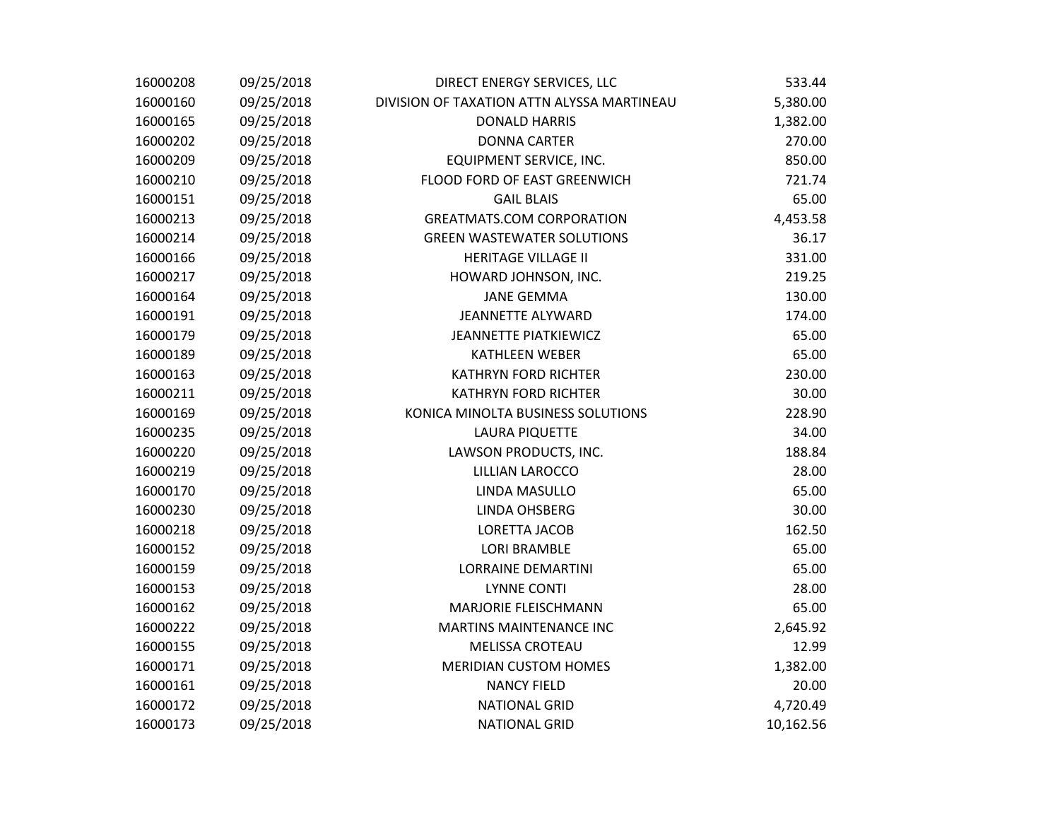| | | | |
|---|---|---|---|
| 16000208 | 09/25/2018 | DIRECT ENERGY SERVICES, LLC | 533.44 |
| 16000160 | 09/25/2018 | DIVISION OF TAXATION ATTN ALYSSA MARTINEAU | 5,380.00 |
| 16000165 | 09/25/2018 | DONALD HARRIS | 1,382.00 |
| 16000202 | 09/25/2018 | DONNA CARTER | 270.00 |
| 16000209 | 09/25/2018 | EQUIPMENT SERVICE, INC. | 850.00 |
| 16000210 | 09/25/2018 | FLOOD FORD OF EAST GREENWICH | 721.74 |
| 16000151 | 09/25/2018 | GAIL BLAIS | 65.00 |
| 16000213 | 09/25/2018 | GREATMATS.COM CORPORATION | 4,453.58 |
| 16000214 | 09/25/2018 | GREEN WASTEWATER SOLUTIONS | 36.17 |
| 16000166 | 09/25/2018 | HERITAGE VILLAGE II | 331.00 |
| 16000217 | 09/25/2018 | HOWARD JOHNSON, INC. | 219.25 |
| 16000164 | 09/25/2018 | JANE GEMMA | 130.00 |
| 16000191 | 09/25/2018 | JEANNETTE ALYWARD | 174.00 |
| 16000179 | 09/25/2018 | JEANNETTE PIATKIEWICZ | 65.00 |
| 16000189 | 09/25/2018 | KATHLEEN WEBER | 65.00 |
| 16000163 | 09/25/2018 | KATHRYN FORD RICHTER | 230.00 |
| 16000211 | 09/25/2018 | KATHRYN FORD RICHTER | 30.00 |
| 16000169 | 09/25/2018 | KONICA MINOLTA BUSINESS SOLUTIONS | 228.90 |
| 16000235 | 09/25/2018 | LAURA PIQUETTE | 34.00 |
| 16000220 | 09/25/2018 | LAWSON PRODUCTS, INC. | 188.84 |
| 16000219 | 09/25/2018 | LILLIAN LAROCCO | 28.00 |
| 16000170 | 09/25/2018 | LINDA MASULLO | 65.00 |
| 16000230 | 09/25/2018 | LINDA OHSBERG | 30.00 |
| 16000218 | 09/25/2018 | LORETTA JACOB | 162.50 |
| 16000152 | 09/25/2018 | LORI BRAMBLE | 65.00 |
| 16000159 | 09/25/2018 | LORRAINE DEMARTINI | 65.00 |
| 16000153 | 09/25/2018 | LYNNE CONTI | 28.00 |
| 16000162 | 09/25/2018 | MARJORIE FLEISCHMANN | 65.00 |
| 16000222 | 09/25/2018 | MARTINS MAINTENANCE INC | 2,645.92 |
| 16000155 | 09/25/2018 | MELISSA CROTEAU | 12.99 |
| 16000171 | 09/25/2018 | MERIDIAN CUSTOM HOMES | 1,382.00 |
| 16000161 | 09/25/2018 | NANCY FIELD | 20.00 |
| 16000172 | 09/25/2018 | NATIONAL GRID | 4,720.49 |
| 16000173 | 09/25/2018 | NATIONAL GRID | 10,162.56 |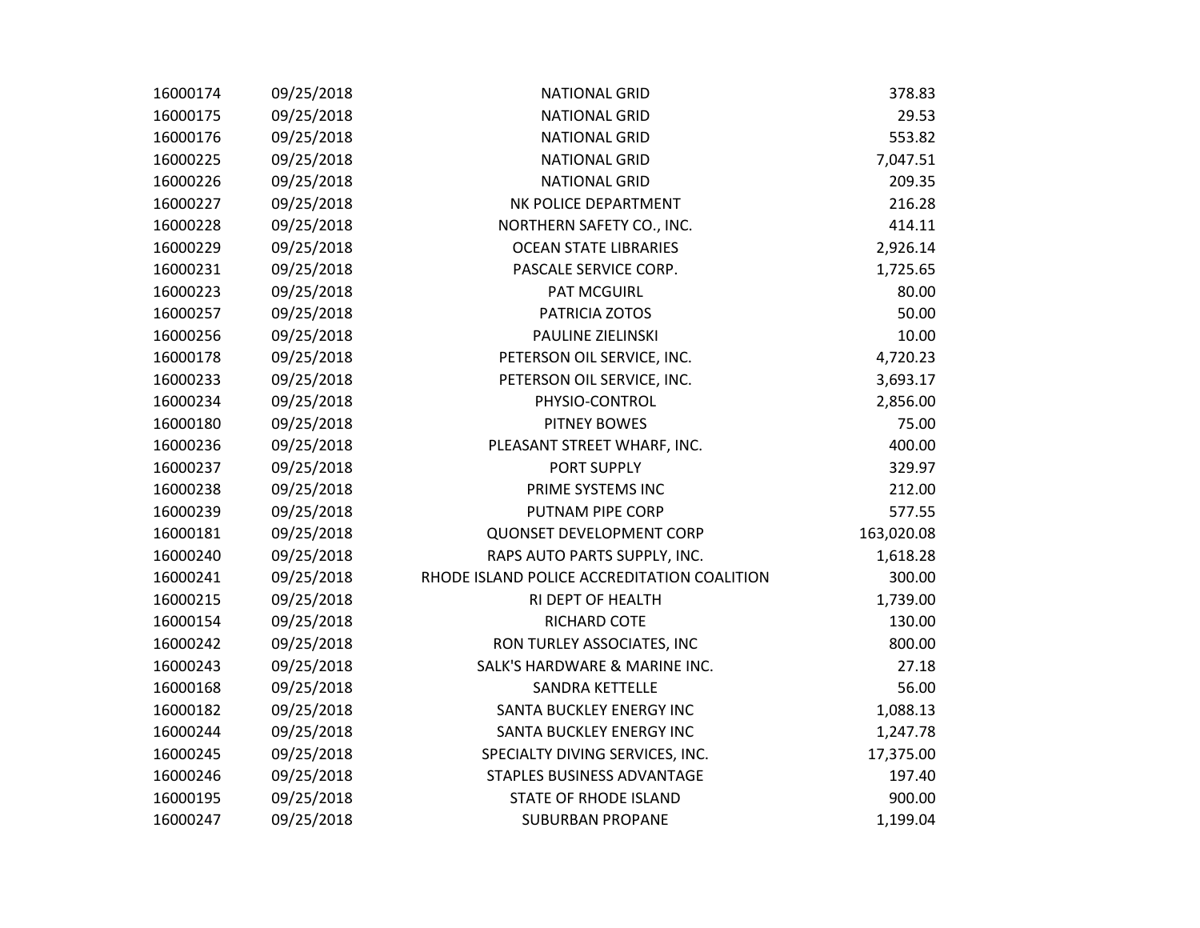| | | | |
|---|---|---|---|
| 16000174 | 09/25/2018 | NATIONAL GRID | 378.83 |
| 16000175 | 09/25/2018 | NATIONAL GRID | 29.53 |
| 16000176 | 09/25/2018 | NATIONAL GRID | 553.82 |
| 16000225 | 09/25/2018 | NATIONAL GRID | 7,047.51 |
| 16000226 | 09/25/2018 | NATIONAL GRID | 209.35 |
| 16000227 | 09/25/2018 | NK POLICE DEPARTMENT | 216.28 |
| 16000228 | 09/25/2018 | NORTHERN SAFETY CO., INC. | 414.11 |
| 16000229 | 09/25/2018 | OCEAN STATE LIBRARIES | 2,926.14 |
| 16000231 | 09/25/2018 | PASCALE SERVICE CORP. | 1,725.65 |
| 16000223 | 09/25/2018 | PAT MCGUIRL | 80.00 |
| 16000257 | 09/25/2018 | PATRICIA ZOTOS | 50.00 |
| 16000256 | 09/25/2018 | PAULINE ZIELINSKI | 10.00 |
| 16000178 | 09/25/2018 | PETERSON OIL SERVICE, INC. | 4,720.23 |
| 16000233 | 09/25/2018 | PETERSON OIL SERVICE, INC. | 3,693.17 |
| 16000234 | 09/25/2018 | PHYSIO-CONTROL | 2,856.00 |
| 16000180 | 09/25/2018 | PITNEY BOWES | 75.00 |
| 16000236 | 09/25/2018 | PLEASANT STREET WHARF, INC. | 400.00 |
| 16000237 | 09/25/2018 | PORT SUPPLY | 329.97 |
| 16000238 | 09/25/2018 | PRIME SYSTEMS INC | 212.00 |
| 16000239 | 09/25/2018 | PUTNAM PIPE CORP | 577.55 |
| 16000181 | 09/25/2018 | QUONSET DEVELOPMENT CORP | 163,020.08 |
| 16000240 | 09/25/2018 | RAPS AUTO PARTS SUPPLY, INC. | 1,618.28 |
| 16000241 | 09/25/2018 | RHODE ISLAND POLICE ACCREDITATION COALITION | 300.00 |
| 16000215 | 09/25/2018 | RI DEPT OF HEALTH | 1,739.00 |
| 16000154 | 09/25/2018 | RICHARD COTE | 130.00 |
| 16000242 | 09/25/2018 | RON TURLEY ASSOCIATES, INC | 800.00 |
| 16000243 | 09/25/2018 | SALK'S HARDWARE & MARINE INC. | 27.18 |
| 16000168 | 09/25/2018 | SANDRA KETTELLE | 56.00 |
| 16000182 | 09/25/2018 | SANTA BUCKLEY ENERGY INC | 1,088.13 |
| 16000244 | 09/25/2018 | SANTA BUCKLEY ENERGY INC | 1,247.78 |
| 16000245 | 09/25/2018 | SPECIALTY DIVING SERVICES, INC. | 17,375.00 |
| 16000246 | 09/25/2018 | STAPLES BUSINESS ADVANTAGE | 197.40 |
| 16000195 | 09/25/2018 | STATE OF RHODE ISLAND | 900.00 |
| 16000247 | 09/25/2018 | SUBURBAN PROPANE | 1,199.04 |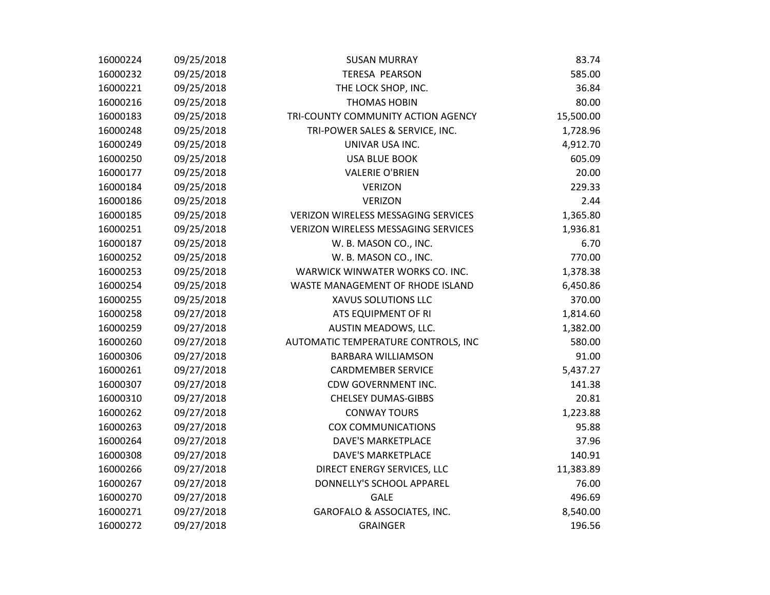| | | | |
|---|---|---|---|
| 16000224 | 09/25/2018 | SUSAN MURRAY | 83.74 |
| 16000232 | 09/25/2018 | TERESA PEARSON | 585.00 |
| 16000221 | 09/25/2018 | THE LOCK SHOP, INC. | 36.84 |
| 16000216 | 09/25/2018 | THOMAS HOBIN | 80.00 |
| 16000183 | 09/25/2018 | TRI-COUNTY COMMUNITY ACTION AGENCY | 15,500.00 |
| 16000248 | 09/25/2018 | TRI-POWER SALES & SERVICE, INC. | 1,728.96 |
| 16000249 | 09/25/2018 | UNIVAR USA INC. | 4,912.70 |
| 16000250 | 09/25/2018 | USA BLUE BOOK | 605.09 |
| 16000177 | 09/25/2018 | VALERIE O'BRIEN | 20.00 |
| 16000184 | 09/25/2018 | VERIZON | 229.33 |
| 16000186 | 09/25/2018 | VERIZON | 2.44 |
| 16000185 | 09/25/2018 | VERIZON WIRELESS MESSAGING SERVICES | 1,365.80 |
| 16000251 | 09/25/2018 | VERIZON WIRELESS MESSAGING SERVICES | 1,936.81 |
| 16000187 | 09/25/2018 | W. B. MASON CO., INC. | 6.70 |
| 16000252 | 09/25/2018 | W. B. MASON CO., INC. | 770.00 |
| 16000253 | 09/25/2018 | WARWICK WINWATER WORKS CO. INC. | 1,378.38 |
| 16000254 | 09/25/2018 | WASTE MANAGEMENT OF RHODE ISLAND | 6,450.86 |
| 16000255 | 09/25/2018 | XAVUS SOLUTIONS LLC | 370.00 |
| 16000258 | 09/27/2018 | ATS EQUIPMENT OF RI | 1,814.60 |
| 16000259 | 09/27/2018 | AUSTIN MEADOWS, LLC. | 1,382.00 |
| 16000260 | 09/27/2018 | AUTOMATIC TEMPERATURE CONTROLS, INC | 580.00 |
| 16000306 | 09/27/2018 | BARBARA WILLIAMSON | 91.00 |
| 16000261 | 09/27/2018 | CARDMEMBER SERVICE | 5,437.27 |
| 16000307 | 09/27/2018 | CDW GOVERNMENT INC. | 141.38 |
| 16000310 | 09/27/2018 | CHELSEY DUMAS-GIBBS | 20.81 |
| 16000262 | 09/27/2018 | CONWAY TOURS | 1,223.88 |
| 16000263 | 09/27/2018 | COX COMMUNICATIONS | 95.88 |
| 16000264 | 09/27/2018 | DAVE'S MARKETPLACE | 37.96 |
| 16000308 | 09/27/2018 | DAVE'S MARKETPLACE | 140.91 |
| 16000266 | 09/27/2018 | DIRECT ENERGY SERVICES, LLC | 11,383.89 |
| 16000267 | 09/27/2018 | DONNELLY'S SCHOOL APPAREL | 76.00 |
| 16000270 | 09/27/2018 | GALE | 496.69 |
| 16000271 | 09/27/2018 | GAROFALO & ASSOCIATES, INC. | 8,540.00 |
| 16000272 | 09/27/2018 | GRAINGER | 196.56 |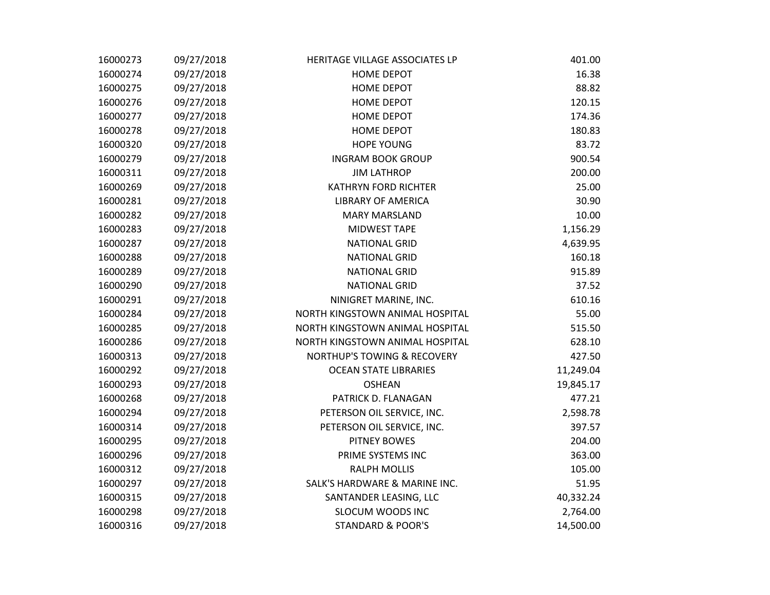| | | | |
|---|---|---|---|
| 16000273 | 09/27/2018 | HERITAGE VILLAGE ASSOCIATES LP | 401.00 |
| 16000274 | 09/27/2018 | HOME DEPOT | 16.38 |
| 16000275 | 09/27/2018 | HOME DEPOT | 88.82 |
| 16000276 | 09/27/2018 | HOME DEPOT | 120.15 |
| 16000277 | 09/27/2018 | HOME DEPOT | 174.36 |
| 16000278 | 09/27/2018 | HOME DEPOT | 180.83 |
| 16000320 | 09/27/2018 | HOPE YOUNG | 83.72 |
| 16000279 | 09/27/2018 | INGRAM BOOK GROUP | 900.54 |
| 16000311 | 09/27/2018 | JIM LATHROP | 200.00 |
| 16000269 | 09/27/2018 | KATHRYN FORD RICHTER | 25.00 |
| 16000281 | 09/27/2018 | LIBRARY OF AMERICA | 30.90 |
| 16000282 | 09/27/2018 | MARY MARSLAND | 10.00 |
| 16000283 | 09/27/2018 | MIDWEST TAPE | 1,156.29 |
| 16000287 | 09/27/2018 | NATIONAL GRID | 4,639.95 |
| 16000288 | 09/27/2018 | NATIONAL GRID | 160.18 |
| 16000289 | 09/27/2018 | NATIONAL GRID | 915.89 |
| 16000290 | 09/27/2018 | NATIONAL GRID | 37.52 |
| 16000291 | 09/27/2018 | NINIGRET MARINE, INC. | 610.16 |
| 16000284 | 09/27/2018 | NORTH KINGSTOWN ANIMAL HOSPITAL | 55.00 |
| 16000285 | 09/27/2018 | NORTH KINGSTOWN ANIMAL HOSPITAL | 515.50 |
| 16000286 | 09/27/2018 | NORTH KINGSTOWN ANIMAL HOSPITAL | 628.10 |
| 16000313 | 09/27/2018 | NORTHUP'S TOWING & RECOVERY | 427.50 |
| 16000292 | 09/27/2018 | OCEAN STATE LIBRARIES | 11,249.04 |
| 16000293 | 09/27/2018 | OSHEAN | 19,845.17 |
| 16000268 | 09/27/2018 | PATRICK D. FLANAGAN | 477.21 |
| 16000294 | 09/27/2018 | PETERSON OIL SERVICE, INC. | 2,598.78 |
| 16000314 | 09/27/2018 | PETERSON OIL SERVICE, INC. | 397.57 |
| 16000295 | 09/27/2018 | PITNEY BOWES | 204.00 |
| 16000296 | 09/27/2018 | PRIME SYSTEMS INC | 363.00 |
| 16000312 | 09/27/2018 | RALPH MOLLIS | 105.00 |
| 16000297 | 09/27/2018 | SALK'S HARDWARE & MARINE INC. | 51.95 |
| 16000315 | 09/27/2018 | SANTANDER LEASING, LLC | 40,332.24 |
| 16000298 | 09/27/2018 | SLOCUM WOODS INC | 2,764.00 |
| 16000316 | 09/27/2018 | STANDARD & POOR'S | 14,500.00 |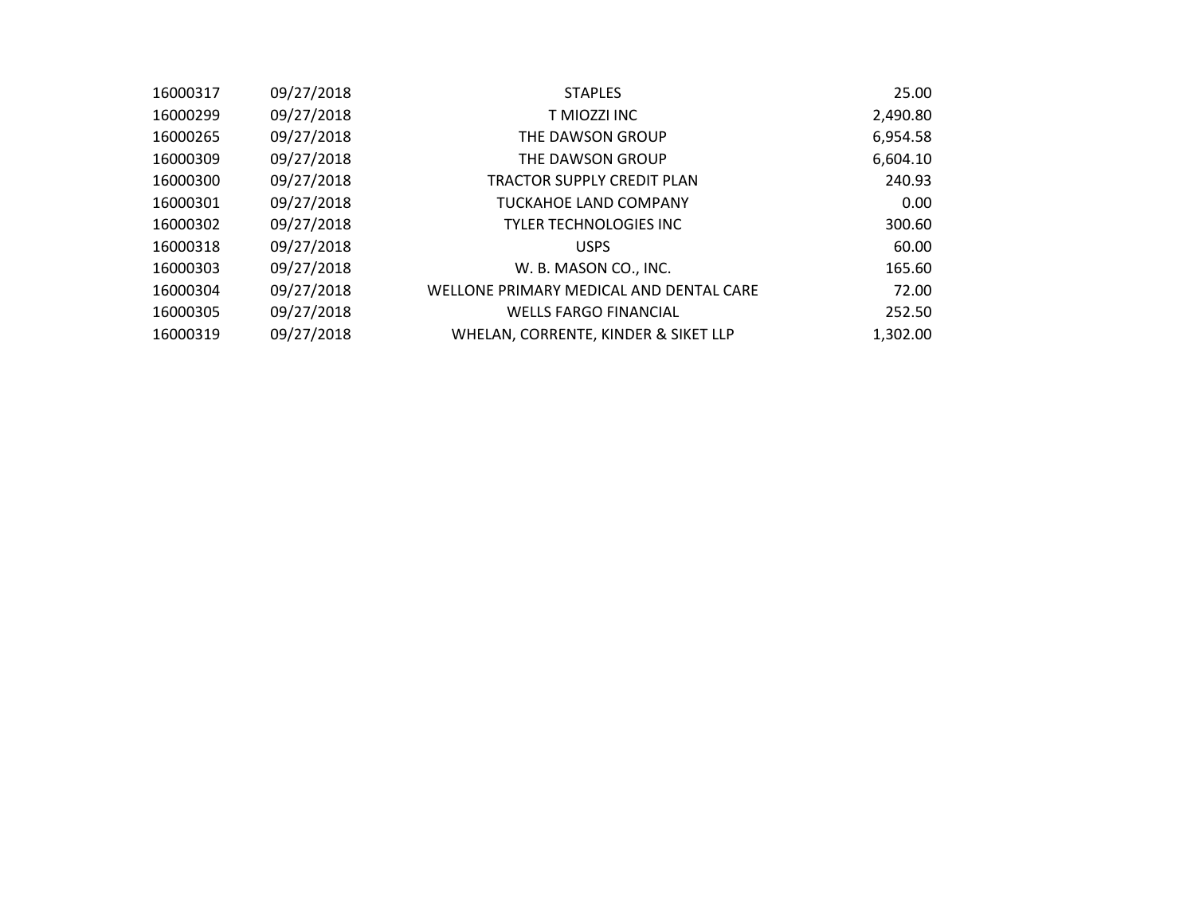| | | | |
|---|---|---|---|
| 16000317 | 09/27/2018 | STAPLES | 25.00 |
| 16000299 | 09/27/2018 | T MIOZZI INC | 2,490.80 |
| 16000265 | 09/27/2018 | THE DAWSON GROUP | 6,954.58 |
| 16000309 | 09/27/2018 | THE DAWSON GROUP | 6,604.10 |
| 16000300 | 09/27/2018 | TRACTOR SUPPLY CREDIT PLAN | 240.93 |
| 16000301 | 09/27/2018 | TUCKAHOE LAND COMPANY | 0.00 |
| 16000302 | 09/27/2018 | TYLER TECHNOLOGIES INC | 300.60 |
| 16000318 | 09/27/2018 | USPS | 60.00 |
| 16000303 | 09/27/2018 | W. B. MASON CO., INC. | 165.60 |
| 16000304 | 09/27/2018 | WELLONE PRIMARY MEDICAL AND DENTAL CARE | 72.00 |
| 16000305 | 09/27/2018 | WELLS FARGO FINANCIAL | 252.50 |
| 16000319 | 09/27/2018 | WHELAN, CORRENTE, KINDER & SIKET LLP | 1,302.00 |